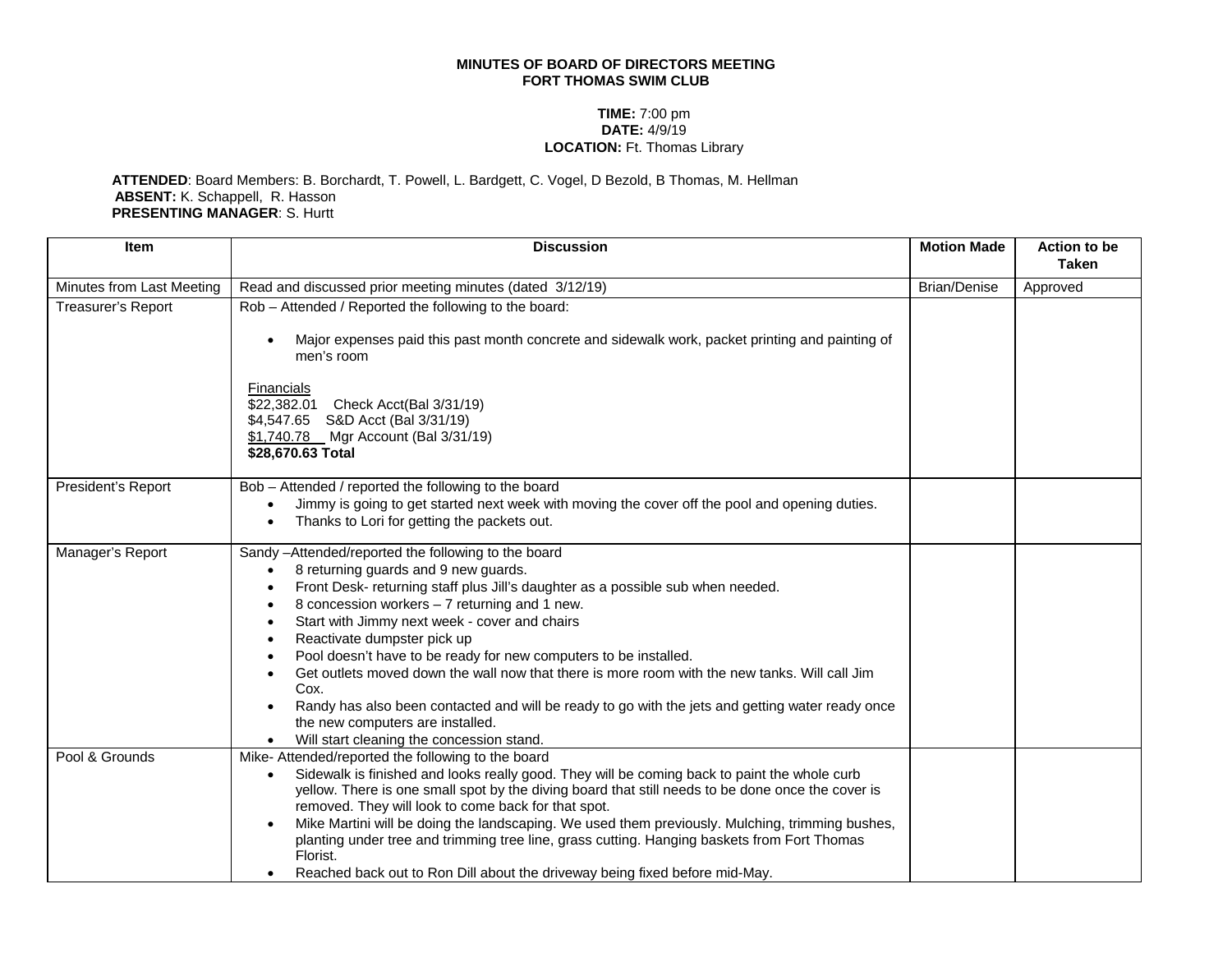**MINUTES OF BOARD OF DIRECTORS MEETING**
**FORT THOMAS SWIM CLUB**

**TIME:** 7:00 pm
**DATE:** 4/9/19
**LOCATION:** Ft. Thomas Library

**ATTENDED**: Board Members: B. Borchardt, T. Powell, L. Bardgett, C. Vogel, D Bezold, B Thomas, M. Hellman
**ABSENT:** K. Schappell, R. Hasson
**PRESENTING MANAGER**: S. Hurtt

| Item | Discussion | Motion Made | Action to be Taken |
|---|---|---|---|
| Minutes from Last Meeting | Read and discussed prior meeting minutes (dated 3/12/19) | Brian/Denise | Approved |
| Treasurer's Report | Rob – Attended / Reported the following to the board:<br><br>• Major expenses paid this past month concrete and sidewalk work, packet printing and painting of men's room<br><br>Financials<br>$22,382.01 Check Acct(Bal 3/31/19)<br>$4,547.65 S&D Acct (Bal 3/31/19)<br>$1,740.78 Mgr Account (Bal 3/31/19)<br>**$28,670.63 Total** | | |
| President's Report | Bob – Attended / reported the following to the board<br>• Jimmy is going to get started next week with moving the cover off the pool and opening duties.<br>• Thanks to Lori for getting the packets out. | | |
| Manager's Report | Sandy –Attended/reported the following to the board<br>• 8 returning guards and 9 new guards.<br>• Front Desk- returning staff plus Jill's daughter as a possible sub when needed.<br>• 8 concession workers – 7 returning and 1 new.<br>• Start with Jimmy next week - cover and chairs<br>• Reactivate dumpster pick up<br>• Pool doesn't have to be ready for new computers to be installed.<br>• Get outlets moved down the wall now that there is more room with the new tanks. Will call Jim Cox.<br>• Randy has also been contacted and will be ready to go with the jets and getting water ready once the new computers are installed.<br>• Will start cleaning the concession stand. | | |
| Pool & Grounds | Mike- Attended/reported the following to the board<br>• Sidewalk is finished and looks really good. They will be coming back to paint the whole curb yellow. There is one small spot by the diving board that still needs to be done once the cover is removed. They will look to come back for that spot.<br>• Mike Martini will be doing the landscaping. We used them previously. Mulching, trimming bushes, planting under tree and trimming tree line, grass cutting. Hanging baskets from Fort Thomas Florist.<br>• Reached back out to Ron Dill about the driveway being fixed before mid-May. | | |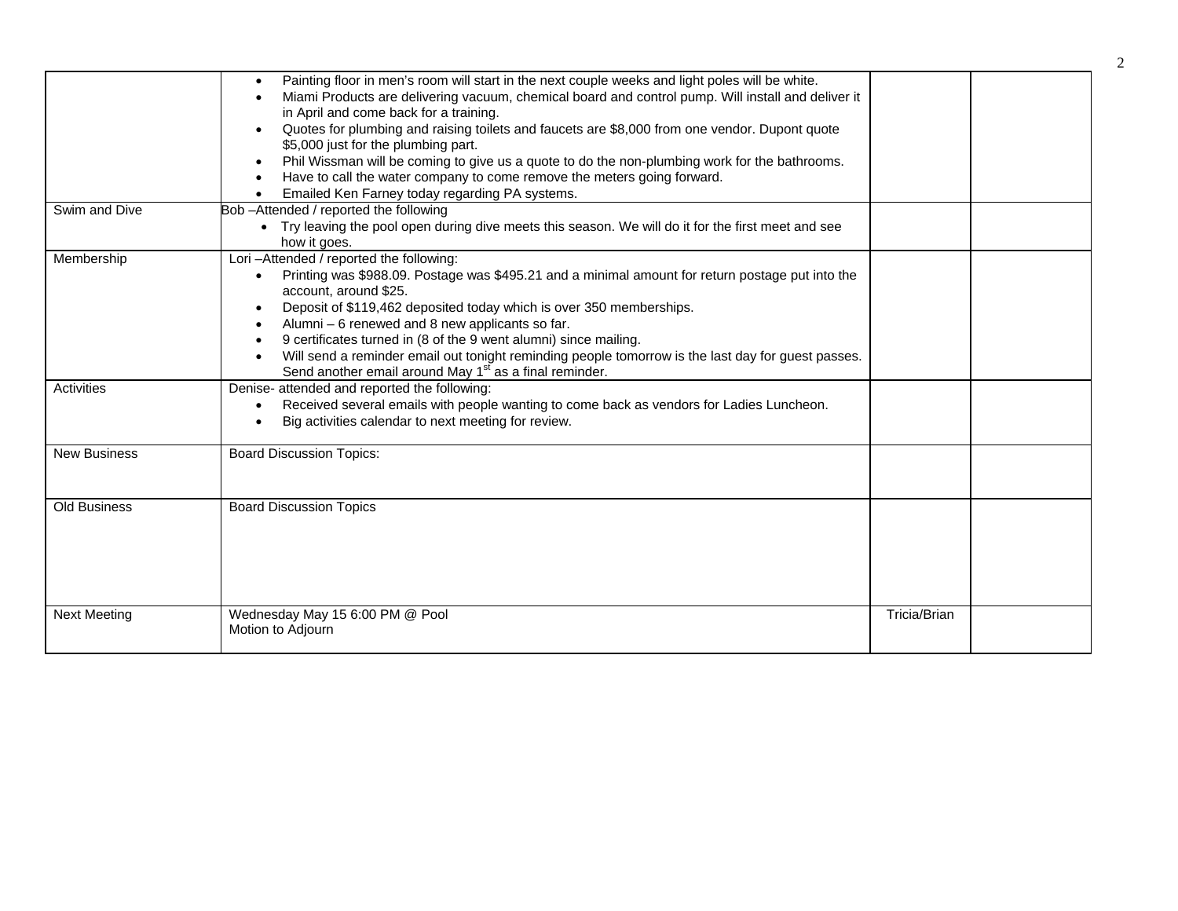| | | | |
|---|---|---|---|
| | • Painting floor in men's room will start in the next couple weeks and light poles will be white.<br>• Miami Products are delivering vacuum, chemical board and control pump. Will install and deliver it in April and come back for a training.<br>• Quotes for plumbing and raising toilets and faucets are $8,000 from one vendor. Dupont quote $5,000 just for the plumbing part.<br>• Phil Wissman will be coming to give us a quote to do the non-plumbing work for the bathrooms.<br>• Have to call the water company to come remove the meters going forward.<br>• Emailed Ken Farney today regarding PA systems. | | |
| Swim and Dive | Bob –Attended / reported the following<br>• Try leaving the pool open during dive meets this season. We will do it for the first meet and see how it goes. | | |
| Membership | Lori –Attended / reported the following:<br>• Printing was $988.09. Postage was $495.21 and a minimal amount for return postage put into the account, around $25.<br>• Deposit of $119,462 deposited today which is over 350 memberships.<br>• Alumni – 6 renewed and 8 new applicants so far.<br>• 9 certificates turned in (8 of the 9 went alumni) since mailing.<br>• Will send a reminder email out tonight reminding people tomorrow is the last day for guest passes. Send another email around May 1st as a final reminder. | | |
| Activities | Denise- attended and reported the following:<br>• Received several emails with people wanting to come back as vendors for Ladies Luncheon.<br>• Big activities calendar to next meeting for review. | | |
| New Business | Board Discussion Topics: | | |
| Old Business | Board Discussion Topics | | |
| Next Meeting | Wednesday May 15 6:00 PM @ Pool<br>Motion to Adjourn | Tricia/Brian | |